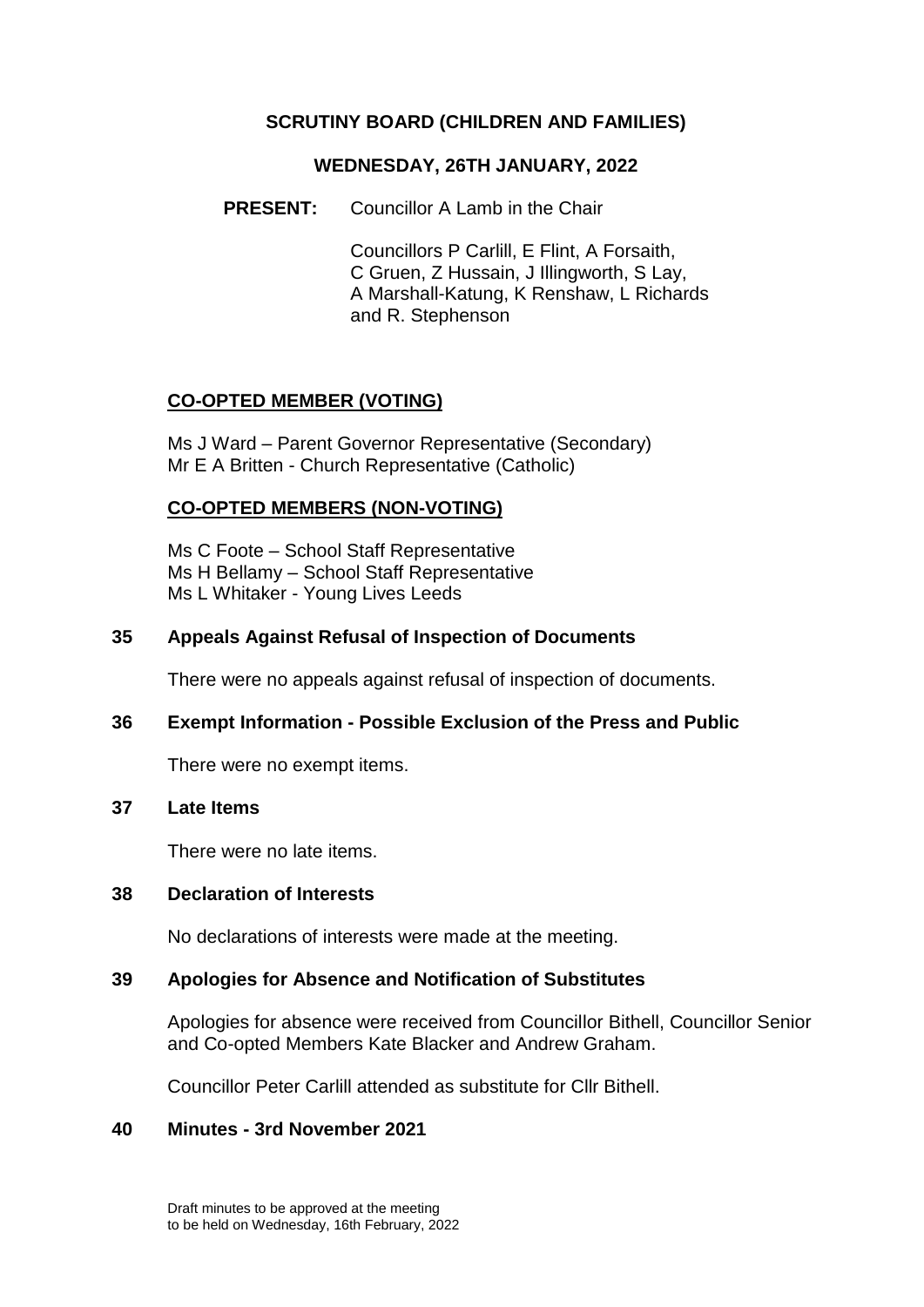# SCRUTINY BOARD (CHILDREN AND FAMILIES)

## WEDNESDAY, 26TH JANUARY, 2022

**PRESENT:** Councillor A Lamb in the Chair

Councillors P Carlill, E Flint, A Forsaith, C Gruen, Z Hussain, J Illingworth, S Lay, A Marshall-Katung, K Renshaw, L Richards and R. Stephenson

**CO-OPTED MEMBER (VOTING)**

Ms J Ward – Parent Governor Representative (Secondary)
Mr E A Britten - Church Representative (Catholic)

**CO-OPTED MEMBERS (NON-VOTING)**

Ms C Foote – School Staff Representative
Ms H Bellamy – School Staff Representative
Ms L Whitaker - Young Lives Leeds

### 35 Appeals Against Refusal of Inspection of Documents

There were no appeals against refusal of inspection of documents.

### 36 Exempt Information - Possible Exclusion of the Press and Public

There were no exempt items.

### 37 Late Items

There were no late items.

### 38 Declaration of Interests

No declarations of interests were made at the meeting.

### 39 Apologies for Absence and Notification of Substitutes

Apologies for absence were received from Councillor Bithell, Councillor Senior and Co-opted Members Kate Blacker and Andrew Graham.

Councillor Peter Carlill attended as substitute for Cllr Bithell.

### 40 Minutes - 3rd November 2021

Draft minutes to be approved at the meeting to be held on Wednesday, 16th February, 2022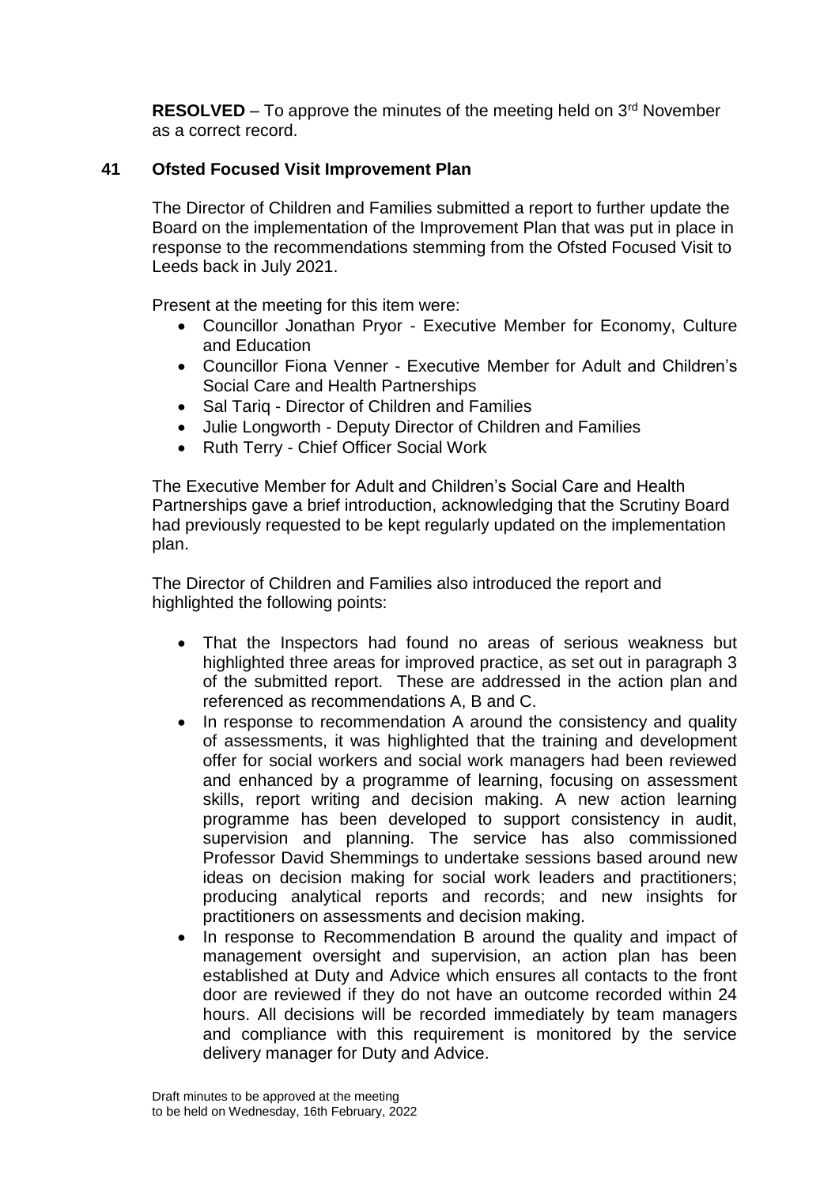**RESOLVED** – To approve the minutes of the meeting held on 3rd November as a correct record.

## 41 Ofsted Focused Visit Improvement Plan

The Director of Children and Families submitted a report to further update the Board on the implementation of the Improvement Plan that was put in place in response to the recommendations stemming from the Ofsted Focused Visit to Leeds back in July 2021.

Present at the meeting for this item were:

- Councillor Jonathan Pryor - Executive Member for Economy, Culture and Education
- Councillor Fiona Venner - Executive Member for Adult and Children's Social Care and Health Partnerships
- Sal Tariq - Director of Children and Families
- Julie Longworth - Deputy Director of Children and Families
- Ruth Terry - Chief Officer Social Work

The Executive Member for Adult and Children's Social Care and Health Partnerships gave a brief introduction, acknowledging that the Scrutiny Board had previously requested to be kept regularly updated on the implementation plan.

The Director of Children and Families also introduced the report and highlighted the following points:

- That the Inspectors had found no areas of serious weakness but highlighted three areas for improved practice, as set out in paragraph 3 of the submitted report. These are addressed in the action plan and referenced as recommendations A, B and C.
- In response to recommendation A around the consistency and quality of assessments, it was highlighted that the training and development offer for social workers and social work managers had been reviewed and enhanced by a programme of learning, focusing on assessment skills, report writing and decision making. A new action learning programme has been developed to support consistency in audit, supervision and planning. The service has also commissioned Professor David Shemmings to undertake sessions based around new ideas on decision making for social work leaders and practitioners; producing analytical reports and records; and new insights for practitioners on assessments and decision making.
- In response to Recommendation B around the quality and impact of management oversight and supervision, an action plan has been established at Duty and Advice which ensures all contacts to the front door are reviewed if they do not have an outcome recorded within 24 hours. All decisions will be recorded immediately by team managers and compliance with this requirement is monitored by the service delivery manager for Duty and Advice.

Draft minutes to be approved at the meeting to be held on Wednesday, 16th February, 2022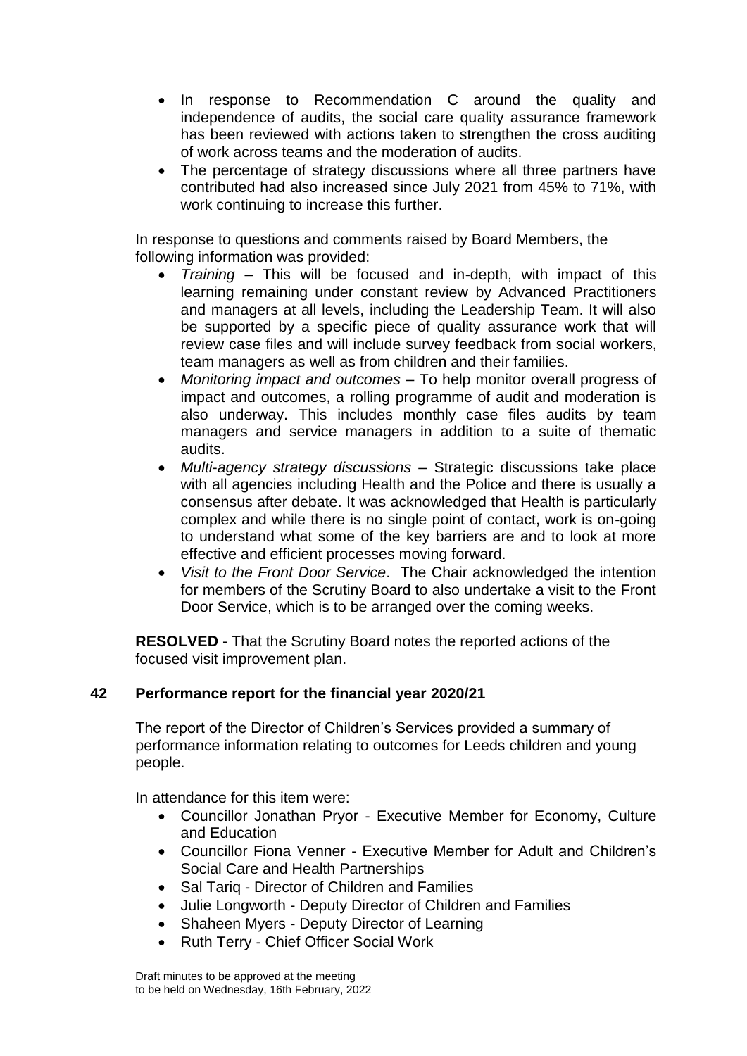- In response to Recommendation C around the quality and independence of audits, the social care quality assurance framework has been reviewed with actions taken to strengthen the cross auditing of work across teams and the moderation of audits.
- The percentage of strategy discussions where all three partners have contributed had also increased since July 2021 from 45% to 71%, with work continuing to increase this further.

In response to questions and comments raised by Board Members, the following information was provided:

- *Training* – This will be focused and in-depth, with impact of this learning remaining under constant review by Advanced Practitioners and managers at all levels, including the Leadership Team. It will also be supported by a specific piece of quality assurance work that will review case files and will include survey feedback from social workers, team managers as well as from children and their families.
- *Monitoring impact and outcomes* – To help monitor overall progress of impact and outcomes, a rolling programme of audit and moderation is also underway. This includes monthly case files audits by team managers and service managers in addition to a suite of thematic audits.
- *Multi-agency strategy discussions* – Strategic discussions take place with all agencies including Health and the Police and there is usually a consensus after debate. It was acknowledged that Health is particularly complex and while there is no single point of contact, work is on-going to understand what some of the key barriers are and to look at more effective and efficient processes moving forward.
- *Visit to the Front Door Service*. The Chair acknowledged the intention for members of the Scrutiny Board to also undertake a visit to the Front Door Service, which is to be arranged over the coming weeks.

**RESOLVED** - That the Scrutiny Board notes the reported actions of the focused visit improvement plan.

## 42 Performance report for the financial year 2020/21

The report of the Director of Children's Services provided a summary of performance information relating to outcomes for Leeds children and young people.

In attendance for this item were:

- Councillor Jonathan Pryor - Executive Member for Economy, Culture and Education
- Councillor Fiona Venner - Executive Member for Adult and Children's Social Care and Health Partnerships
- Sal Tariq - Director of Children and Families
- Julie Longworth - Deputy Director of Children and Families
- Shaheen Myers - Deputy Director of Learning
- Ruth Terry - Chief Officer Social Work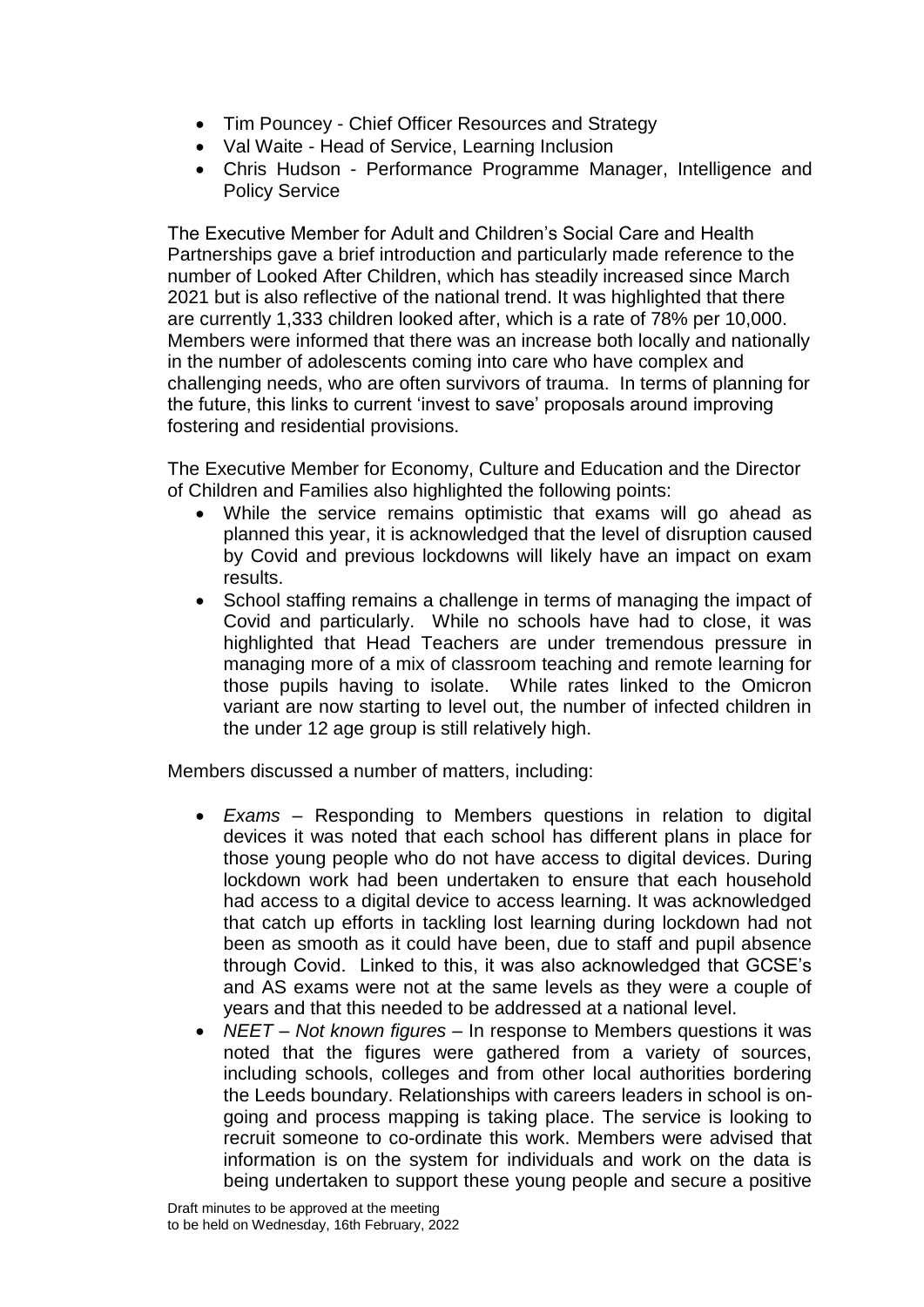- Tim Pouncey - Chief Officer Resources and Strategy
- Val Waite - Head of Service, Learning Inclusion
- Chris Hudson - Performance Programme Manager, Intelligence and Policy Service

The Executive Member for Adult and Children's Social Care and Health Partnerships gave a brief introduction and particularly made reference to the number of Looked After Children, which has steadily increased since March 2021 but is also reflective of the national trend. It was highlighted that there are currently 1,333 children looked after, which is a rate of 78% per 10,000. Members were informed that there was an increase both locally and nationally in the number of adolescents coming into care who have complex and challenging needs, who are often survivors of trauma. In terms of planning for the future, this links to current 'invest to save' proposals around improving fostering and residential provisions.

The Executive Member for Economy, Culture and Education and the Director of Children and Families also highlighted the following points:

- While the service remains optimistic that exams will go ahead as planned this year, it is acknowledged that the level of disruption caused by Covid and previous lockdowns will likely have an impact on exam results.
- School staffing remains a challenge in terms of managing the impact of Covid and particularly. While no schools have had to close, it was highlighted that Head Teachers are under tremendous pressure in managing more of a mix of classroom teaching and remote learning for those pupils having to isolate. While rates linked to the Omicron variant are now starting to level out, the number of infected children in the under 12 age group is still relatively high.

Members discussed a number of matters, including:

- *Exams* – Responding to Members questions in relation to digital devices it was noted that each school has different plans in place for those young people who do not have access to digital devices. During lockdown work had been undertaken to ensure that each household had access to a digital device to access learning. It was acknowledged that catch up efforts in tackling lost learning during lockdown had not been as smooth as it could have been, due to staff and pupil absence through Covid. Linked to this, it was also acknowledged that GCSE's and AS exams were not at the same levels as they were a couple of years and that this needed to be addressed at a national level.
- *NEET – Not known figures* – In response to Members questions it was noted that the figures were gathered from a variety of sources, including schools, colleges and from other local authorities bordering the Leeds boundary. Relationships with careers leaders in school is on-going and process mapping is taking place. The service is looking to recruit someone to co-ordinate this work. Members were advised that information is on the system for individuals and work on the data is being undertaken to support these young people and secure a positive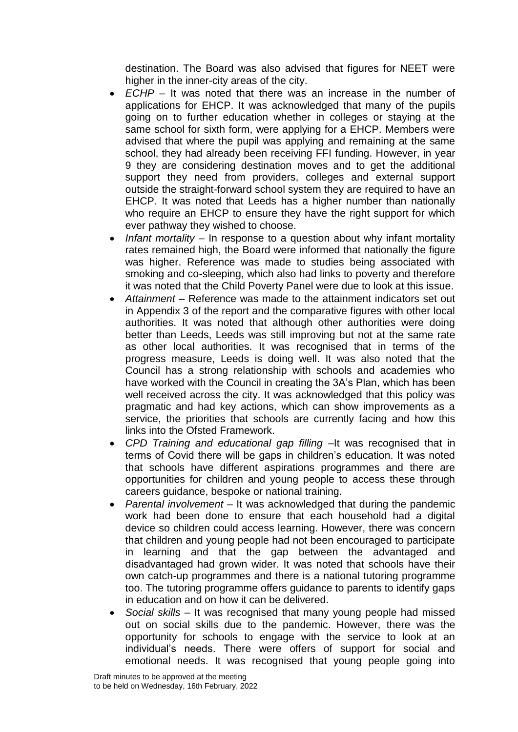destination. The Board was also advised that figures for NEET were higher in the inner-city areas of the city.

- *ECHP* – It was noted that there was an increase in the number of applications for EHCP. It was acknowledged that many of the pupils going on to further education whether in colleges or staying at the same school for sixth form, were applying for a EHCP. Members were advised that where the pupil was applying and remaining at the same school, they had already been receiving FFI funding. However, in year 9 they are considering destination moves and to get the additional support they need from providers, colleges and external support outside the straight-forward school system they are required to have an EHCP. It was noted that Leeds has a higher number than nationally who require an EHCP to ensure they have the right support for which ever pathway they wished to choose.
- *Infant mortality* – In response to a question about why infant mortality rates remained high, the Board were informed that nationally the figure was higher. Reference was made to studies being associated with smoking and co-sleeping, which also had links to poverty and therefore it was noted that the Child Poverty Panel were due to look at this issue.
- *Attainment* – Reference was made to the attainment indicators set out in Appendix 3 of the report and the comparative figures with other local authorities. It was noted that although other authorities were doing better than Leeds, Leeds was still improving but not at the same rate as other local authorities. It was recognised that in terms of the progress measure, Leeds is doing well. It was also noted that the Council has a strong relationship with schools and academies who have worked with the Council in creating the 3A's Plan, which has been well received across the city. It was acknowledged that this policy was pragmatic and had key actions, which can show improvements as a service, the priorities that schools are currently facing and how this links into the Ofsted Framework.
- *CPD Training and educational gap filling* –It was recognised that in terms of Covid there will be gaps in children's education. It was noted that schools have different aspirations programmes and there are opportunities for children and young people to access these through careers guidance, bespoke or national training.
- *Parental involvement* – It was acknowledged that during the pandemic work had been done to ensure that each household had a digital device so children could access learning. However, there was concern that children and young people had not been encouraged to participate in learning and that the gap between the advantaged and disadvantaged had grown wider. It was noted that schools have their own catch-up programmes and there is a national tutoring programme too. The tutoring programme offers guidance to parents to identify gaps in education and on how it can be delivered.
- *Social skills* – It was recognised that many young people had missed out on social skills due to the pandemic. However, there was the opportunity for schools to engage with the service to look at an individual's needs. There were offers of support for social and emotional needs. It was recognised that young people going into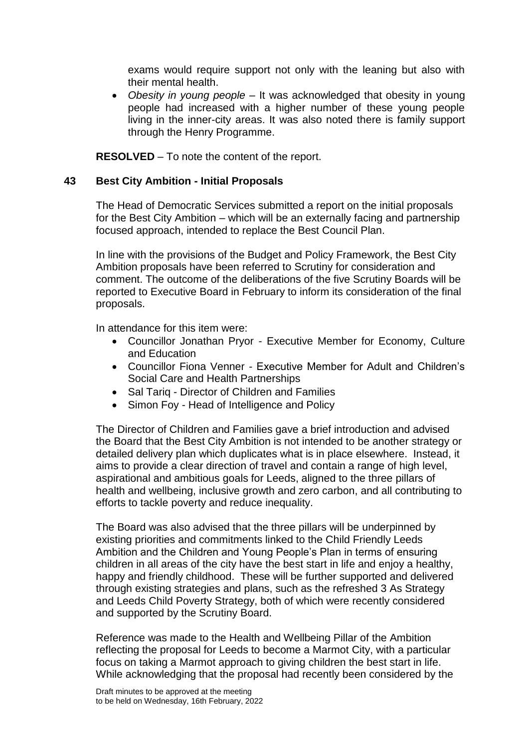exams would require support not only with the leaning but also with their mental health.

- *Obesity in young people* – It was acknowledged that obesity in young people had increased with a higher number of these young people living in the inner-city areas. It was also noted there is family support through the Henry Programme.

**RESOLVED** – To note the content of the report.

## 43 Best City Ambition - Initial Proposals

The Head of Democratic Services submitted a report on the initial proposals for the Best City Ambition – which will be an externally facing and partnership focused approach, intended to replace the Best Council Plan.

In line with the provisions of the Budget and Policy Framework, the Best City Ambition proposals have been referred to Scrutiny for consideration and comment. The outcome of the deliberations of the five Scrutiny Boards will be reported to Executive Board in February to inform its consideration of the final proposals.

In attendance for this item were:

- Councillor Jonathan Pryor - Executive Member for Economy, Culture and Education
- Councillor Fiona Venner - Executive Member for Adult and Children's Social Care and Health Partnerships
- Sal Tariq - Director of Children and Families
- Simon Foy - Head of Intelligence and Policy

The Director of Children and Families gave a brief introduction and advised the Board that the Best City Ambition is not intended to be another strategy or detailed delivery plan which duplicates what is in place elsewhere. Instead, it aims to provide a clear direction of travel and contain a range of high level, aspirational and ambitious goals for Leeds, aligned to the three pillars of health and wellbeing, inclusive growth and zero carbon, and all contributing to efforts to tackle poverty and reduce inequality.

The Board was also advised that the three pillars will be underpinned by existing priorities and commitments linked to the Child Friendly Leeds Ambition and the Children and Young People's Plan in terms of ensuring children in all areas of the city have the best start in life and enjoy a healthy, happy and friendly childhood. These will be further supported and delivered through existing strategies and plans, such as the refreshed 3 As Strategy and Leeds Child Poverty Strategy, both of which were recently considered and supported by the Scrutiny Board.

Reference was made to the Health and Wellbeing Pillar of the Ambition reflecting the proposal for Leeds to become a Marmot City, with a particular focus on taking a Marmot approach to giving children the best start in life. While acknowledging that the proposal had recently been considered by the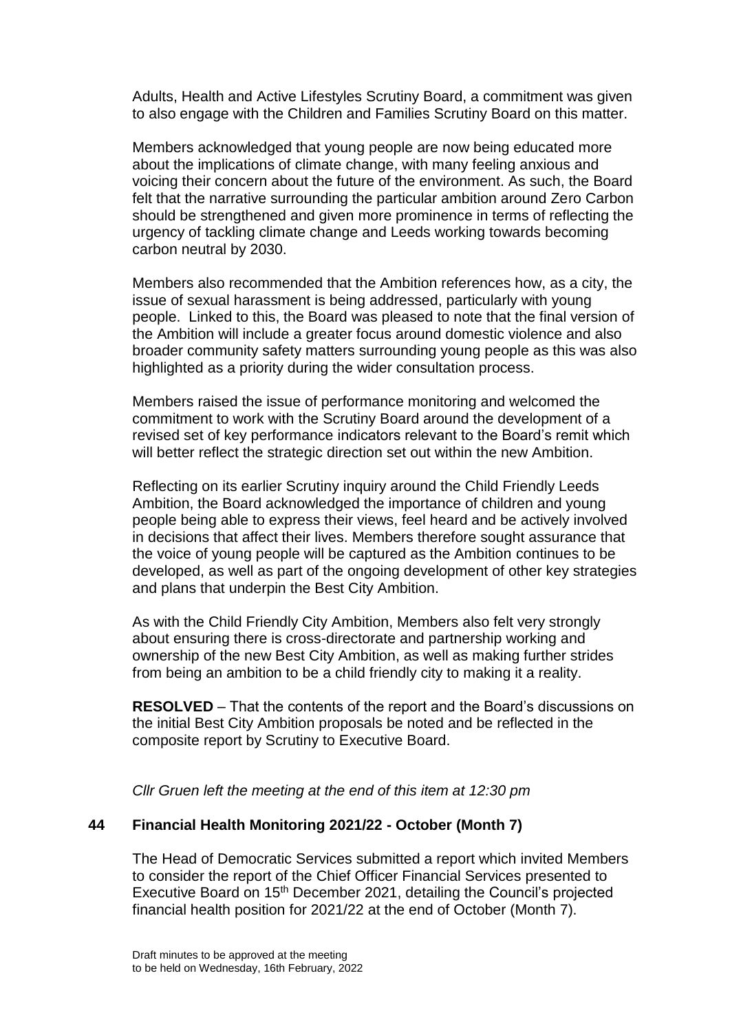Adults, Health and Active Lifestyles Scrutiny Board, a commitment was given to also engage with the Children and Families Scrutiny Board on this matter.

Members acknowledged that young people are now being educated more about the implications of climate change, with many feeling anxious and voicing their concern about the future of the environment. As such, the Board felt that the narrative surrounding the particular ambition around Zero Carbon should be strengthened and given more prominence in terms of reflecting the urgency of tackling climate change and Leeds working towards becoming carbon neutral by 2030.

Members also recommended that the Ambition references how, as a city, the issue of sexual harassment is being addressed, particularly with young people. Linked to this, the Board was pleased to note that the final version of the Ambition will include a greater focus around domestic violence and also broader community safety matters surrounding young people as this was also highlighted as a priority during the wider consultation process.

Members raised the issue of performance monitoring and welcomed the commitment to work with the Scrutiny Board around the development of a revised set of key performance indicators relevant to the Board's remit which will better reflect the strategic direction set out within the new Ambition.

Reflecting on its earlier Scrutiny inquiry around the Child Friendly Leeds Ambition, the Board acknowledged the importance of children and young people being able to express their views, feel heard and be actively involved in decisions that affect their lives. Members therefore sought assurance that the voice of young people will be captured as the Ambition continues to be developed, as well as part of the ongoing development of other key strategies and plans that underpin the Best City Ambition.

As with the Child Friendly City Ambition, Members also felt very strongly about ensuring there is cross-directorate and partnership working and ownership of the new Best City Ambition, as well as making further strides from being an ambition to be a child friendly city to making it a reality.

**RESOLVED** – That the contents of the report and the Board's discussions on the initial Best City Ambition proposals be noted and be reflected in the composite report by Scrutiny to Executive Board.

*Cllr Gruen left the meeting at the end of this item at 12:30 pm*

## 44 Financial Health Monitoring 2021/22 - October (Month 7)

The Head of Democratic Services submitted a report which invited Members to consider the report of the Chief Officer Financial Services presented to Executive Board on 15th December 2021, detailing the Council's projected financial health position for 2021/22 at the end of October (Month 7).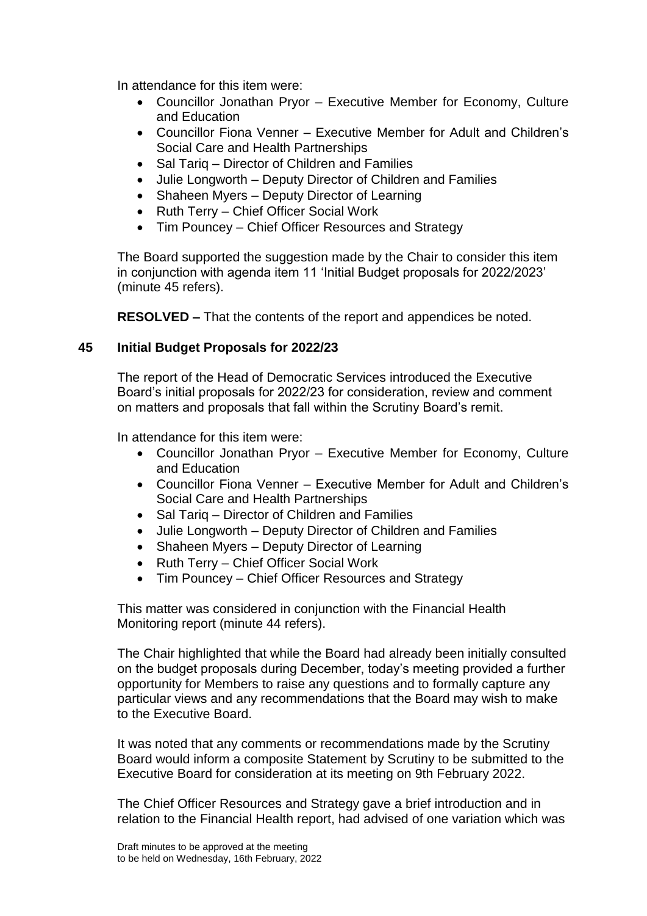In attendance for this item were:

- Councillor Jonathan Pryor – Executive Member for Economy, Culture and Education
- Councillor Fiona Venner – Executive Member for Adult and Children's Social Care and Health Partnerships
- Sal Tariq – Director of Children and Families
- Julie Longworth – Deputy Director of Children and Families
- Shaheen Myers – Deputy Director of Learning
- Ruth Terry – Chief Officer Social Work
- Tim Pouncey – Chief Officer Resources and Strategy

The Board supported the suggestion made by the Chair to consider this item in conjunction with agenda item 11 'Initial Budget proposals for 2022/2023' (minute 45 refers).

**RESOLVED –** That the contents of the report and appendices be noted.

## 45 Initial Budget Proposals for 2022/23

The report of the Head of Democratic Services introduced the Executive Board's initial proposals for 2022/23 for consideration, review and comment on matters and proposals that fall within the Scrutiny Board's remit.

In attendance for this item were:

- Councillor Jonathan Pryor – Executive Member for Economy, Culture and Education
- Councillor Fiona Venner – Executive Member for Adult and Children's Social Care and Health Partnerships
- Sal Tariq – Director of Children and Families
- Julie Longworth – Deputy Director of Children and Families
- Shaheen Myers – Deputy Director of Learning
- Ruth Terry – Chief Officer Social Work
- Tim Pouncey – Chief Officer Resources and Strategy

This matter was considered in conjunction with the Financial Health Monitoring report (minute 44 refers).

The Chair highlighted that while the Board had already been initially consulted on the budget proposals during December, today's meeting provided a further opportunity for Members to raise any questions and to formally capture any particular views and any recommendations that the Board may wish to make to the Executive Board.

It was noted that any comments or recommendations made by the Scrutiny Board would inform a composite Statement by Scrutiny to be submitted to the Executive Board for consideration at its meeting on 9th February 2022.

The Chief Officer Resources and Strategy gave a brief introduction and in relation to the Financial Health report, had advised of one variation which was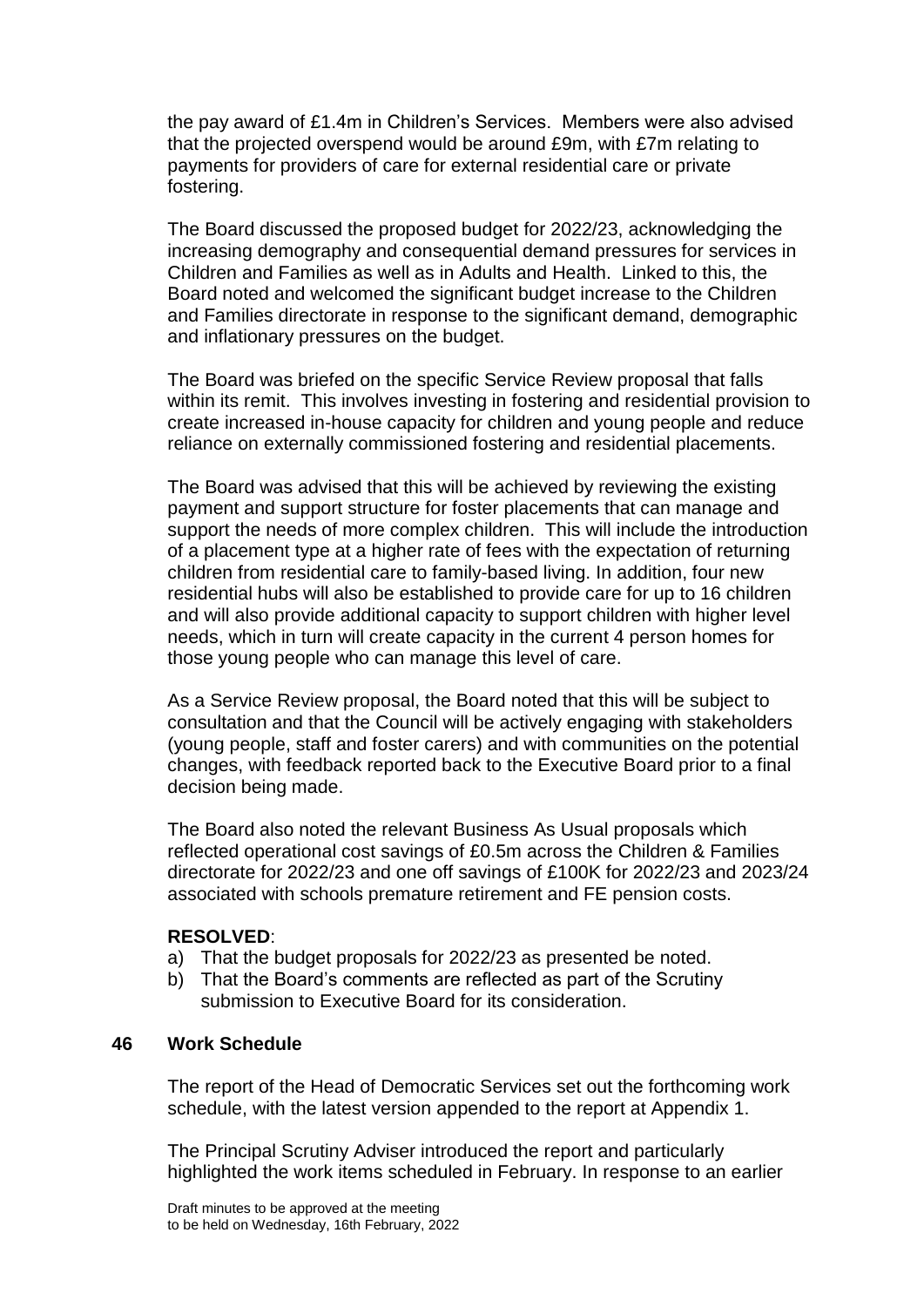the pay award of £1.4m in Children's Services. Members were also advised that the projected overspend would be around £9m, with £7m relating to payments for providers of care for external residential care or private fostering.

The Board discussed the proposed budget for 2022/23, acknowledging the increasing demography and consequential demand pressures for services in Children and Families as well as in Adults and Health. Linked to this, the Board noted and welcomed the significant budget increase to the Children and Families directorate in response to the significant demand, demographic and inflationary pressures on the budget.

The Board was briefed on the specific Service Review proposal that falls within its remit. This involves investing in fostering and residential provision to create increased in-house capacity for children and young people and reduce reliance on externally commissioned fostering and residential placements.

The Board was advised that this will be achieved by reviewing the existing payment and support structure for foster placements that can manage and support the needs of more complex children. This will include the introduction of a placement type at a higher rate of fees with the expectation of returning children from residential care to family-based living. In addition, four new residential hubs will also be established to provide care for up to 16 children and will also provide additional capacity to support children with higher level needs, which in turn will create capacity in the current 4 person homes for those young people who can manage this level of care.

As a Service Review proposal, the Board noted that this will be subject to consultation and that the Council will be actively engaging with stakeholders (young people, staff and foster carers) and with communities on the potential changes, with feedback reported back to the Executive Board prior to a final decision being made.

The Board also noted the relevant Business As Usual proposals which reflected operational cost savings of £0.5m across the Children & Families directorate for 2022/23 and one off savings of £100K for 2022/23 and 2023/24 associated with schools premature retirement and FE pension costs.

**RESOLVED**:

a) That the budget proposals for 2022/23 as presented be noted.
b) That the Board's comments are reflected as part of the Scrutiny submission to Executive Board for its consideration.

## 46 Work Schedule

The report of the Head of Democratic Services set out the forthcoming work schedule, with the latest version appended to the report at Appendix 1.

The Principal Scrutiny Adviser introduced the report and particularly highlighted the work items scheduled in February. In response to an earlier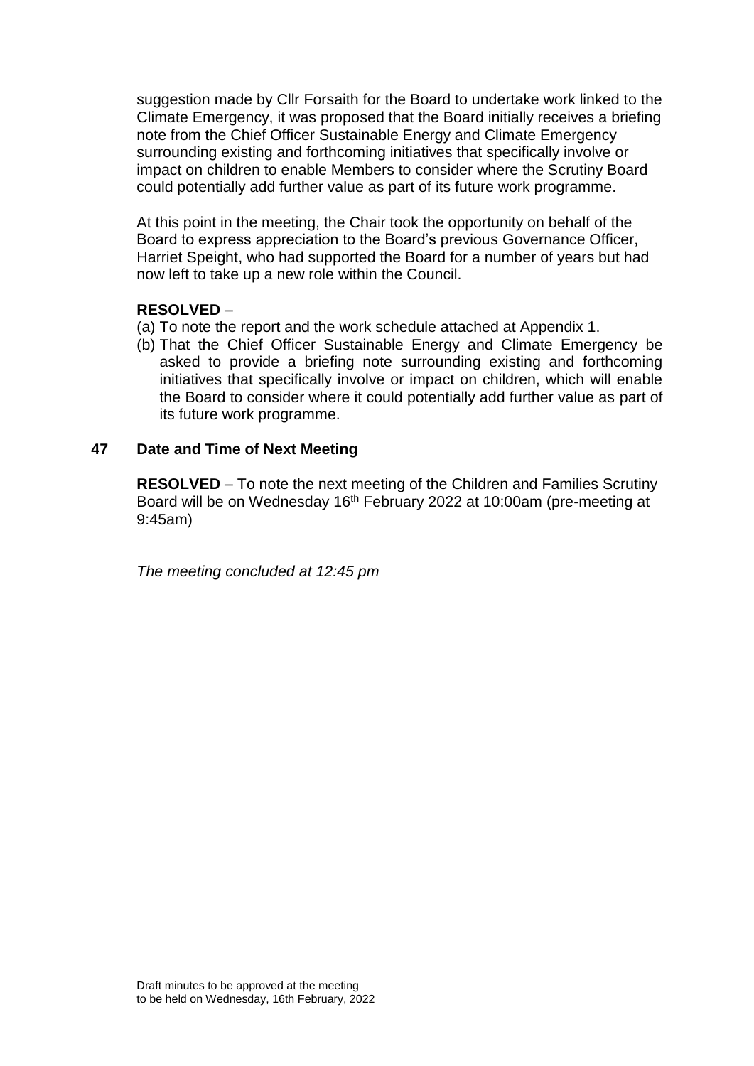suggestion made by Cllr Forsaith for the Board to undertake work linked to the Climate Emergency, it was proposed that the Board initially receives a briefing note from the Chief Officer Sustainable Energy and Climate Emergency surrounding existing and forthcoming initiatives that specifically involve or impact on children to enable Members to consider where the Scrutiny Board could potentially add further value as part of its future work programme.

At this point in the meeting, the Chair took the opportunity on behalf of the Board to express appreciation to the Board's previous Governance Officer, Harriet Speight, who had supported the Board for a number of years but had now left to take up a new role within the Council.

**RESOLVED** –

(a) To note the report and the work schedule attached at Appendix 1.

(b) That the Chief Officer Sustainable Energy and Climate Emergency be asked to provide a briefing note surrounding existing and forthcoming initiatives that specifically involve or impact on children, which will enable the Board to consider where it could potentially add further value as part of its future work programme.

## 47 Date and Time of Next Meeting

**RESOLVED** – To note the next meeting of the Children and Families Scrutiny Board will be on Wednesday 16th February 2022 at 10:00am (pre-meeting at 9:45am)

*The meeting concluded at 12:45 pm*